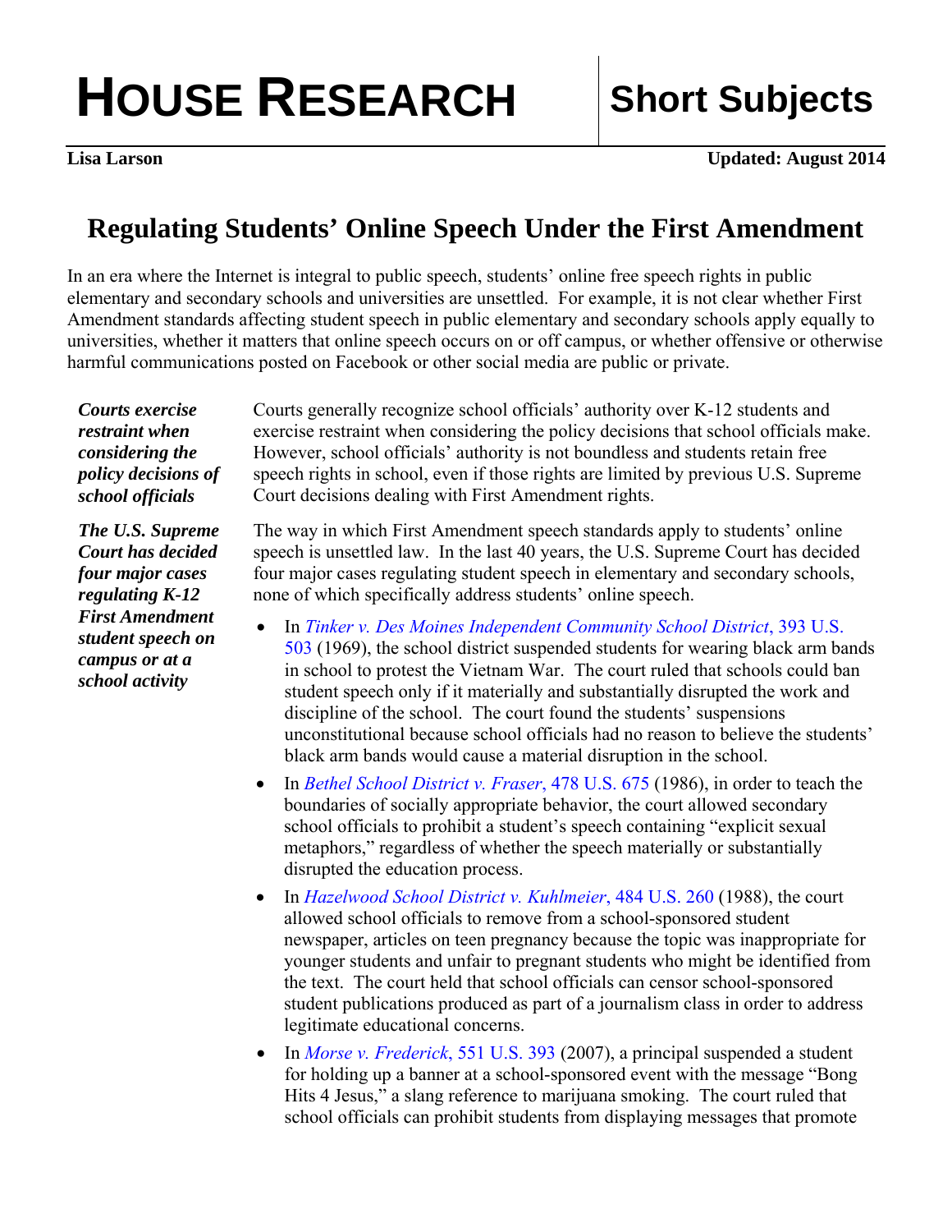# HOUSE RESEARCH

## Short Subjects

**Lisa Larson** **Updated: August 2014**

## Regulating Students' Online Speech Under the First Amendment

In an era where the Internet is integral to public speech, students' online free speech rights in public elementary and secondary schools and universities are unsettled. For example, it is not clear whether First Amendment standards affecting student speech in public elementary and secondary schools apply equally to universities, whether it matters that online speech occurs on or off campus, or whether offensive or otherwise harmful communications posted on Facebook or other social media are public or private.

***Courts exercise restraint when considering the policy decisions of school officials***

Courts generally recognize school officials' authority over K-12 students and exercise restraint when considering the policy decisions that school officials make. However, school officials' authority is not boundless and students retain free speech rights in school, even if those rights are limited by previous U.S. Supreme Court decisions dealing with First Amendment rights.

***The U.S. Supreme Court has decided four major cases regulating K-12 First Amendment student speech on campus or at a school activity***

The way in which First Amendment speech standards apply to students' online speech is unsettled law. In the last 40 years, the U.S. Supreme Court has decided four major cases regulating student speech in elementary and secondary schools, none of which specifically address students' online speech.

- In *Tinker v. Des Moines Independent Community School District*, 393 U.S. 503 (1969), the school district suspended students for wearing black arm bands in school to protest the Vietnam War. The court ruled that schools could ban student speech only if it materially and substantially disrupted the work and discipline of the school. The court found the students' suspensions unconstitutional because school officials had no reason to believe the students' black arm bands would cause a material disruption in the school.
- In *Bethel School District v. Fraser*, 478 U.S. 675 (1986), in order to teach the boundaries of socially appropriate behavior, the court allowed secondary school officials to prohibit a student's speech containing "explicit sexual metaphors," regardless of whether the speech materially or substantially disrupted the education process.
- In *Hazelwood School District v. Kuhlmeier*, 484 U.S. 260 (1988), the court allowed school officials to remove from a school-sponsored student newspaper, articles on teen pregnancy because the topic was inappropriate for younger students and unfair to pregnant students who might be identified from the text. The court held that school officials can censor school-sponsored student publications produced as part of a journalism class in order to address legitimate educational concerns.
- In *Morse v. Frederick*, 551 U.S. 393 (2007), a principal suspended a student for holding up a banner at a school-sponsored event with the message "Bong Hits 4 Jesus," a slang reference to marijuana smoking. The court ruled that school officials can prohibit students from displaying messages that promote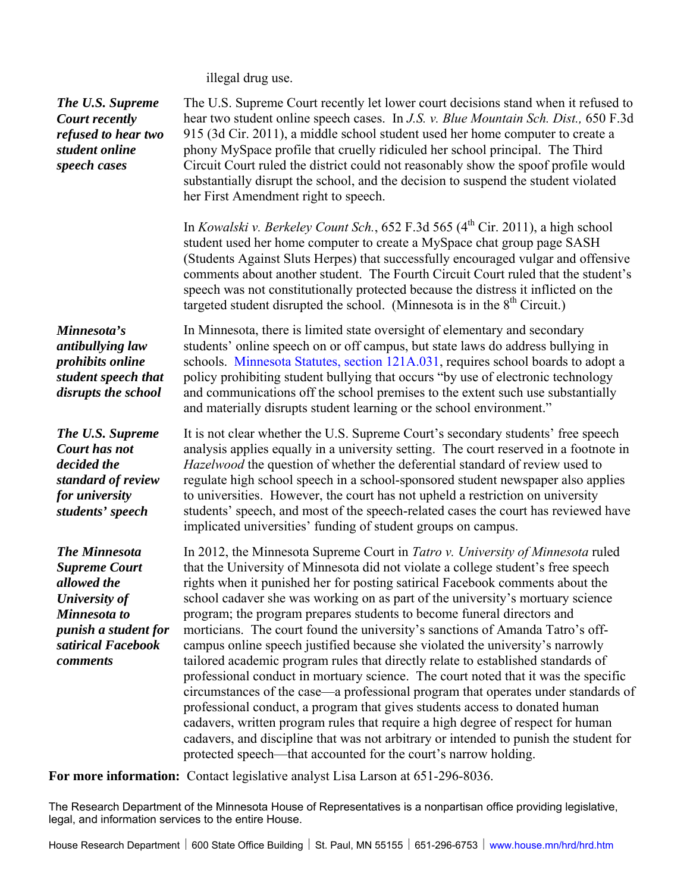illegal drug use.

***The U.S. Supreme Court recently refused to hear two student online speech cases***

The U.S. Supreme Court recently let lower court decisions stand when it refused to hear two student online speech cases. In *J.S. v. Blue Mountain Sch. Dist.,* 650 F.3d 915 (3d Cir. 2011), a middle school student used her home computer to create a phony MySpace profile that cruelly ridiculed her school principal. The Third Circuit Court ruled the district could not reasonably show the spoof profile would substantially disrupt the school, and the decision to suspend the student violated her First Amendment right to speech.

In *Kowalski v. Berkeley Count Sch.*, 652 F.3d 565 (4th Cir. 2011), a high school student used her home computer to create a MySpace chat group page SASH (Students Against Sluts Herpes) that successfully encouraged vulgar and offensive comments about another student. The Fourth Circuit Court ruled that the student's speech was not constitutionally protected because the distress it inflicted on the targeted student disrupted the school. (Minnesota is in the 8th Circuit.)

***Minnesota's antibullying law prohibits online student speech that disrupts the school***

In Minnesota, there is limited state oversight of elementary and secondary students' online speech on or off campus, but state laws do address bullying in schools. Minnesota Statutes, section 121A.031, requires school boards to adopt a policy prohibiting student bullying that occurs "by use of electronic technology and communications off the school premises to the extent such use substantially and materially disrupts student learning or the school environment."

***The U.S. Supreme Court has not decided the standard of review for university students' speech***

It is not clear whether the U.S. Supreme Court's secondary students' free speech analysis applies equally in a university setting. The court reserved in a footnote in *Hazelwood* the question of whether the deferential standard of review used to regulate high school speech in a school-sponsored student newspaper also applies to universities. However, the court has not upheld a restriction on university students' speech, and most of the speech-related cases the court has reviewed have implicated universities' funding of student groups on campus.

***The Minnesota Supreme Court allowed the University of Minnesota to punish a student for satirical Facebook comments***

In 2012, the Minnesota Supreme Court in *Tatro v. University of Minnesota* ruled that the University of Minnesota did not violate a college student's free speech rights when it punished her for posting satirical Facebook comments about the school cadaver she was working on as part of the university's mortuary science program; the program prepares students to become funeral directors and morticians. The court found the university's sanctions of Amanda Tatro's off-campus online speech justified because she violated the university's narrowly tailored academic program rules that directly relate to established standards of professional conduct in mortuary science. The court noted that it was the specific circumstances of the case—a professional program that operates under standards of professional conduct, a program that gives students access to donated human cadavers, written program rules that require a high degree of respect for human cadavers, and discipline that was not arbitrary or intended to punish the student for protected speech—that accounted for the court's narrow holding.

**For more information:** Contact legislative analyst Lisa Larson at 651-296-8036.

The Research Department of the Minnesota House of Representatives is a nonpartisan office providing legislative, legal, and information services to the entire House.

House Research Department | 600 State Office Building | St. Paul, MN 55155 | 651-296-6753 | www.house.mn/hrd/hrd.htm